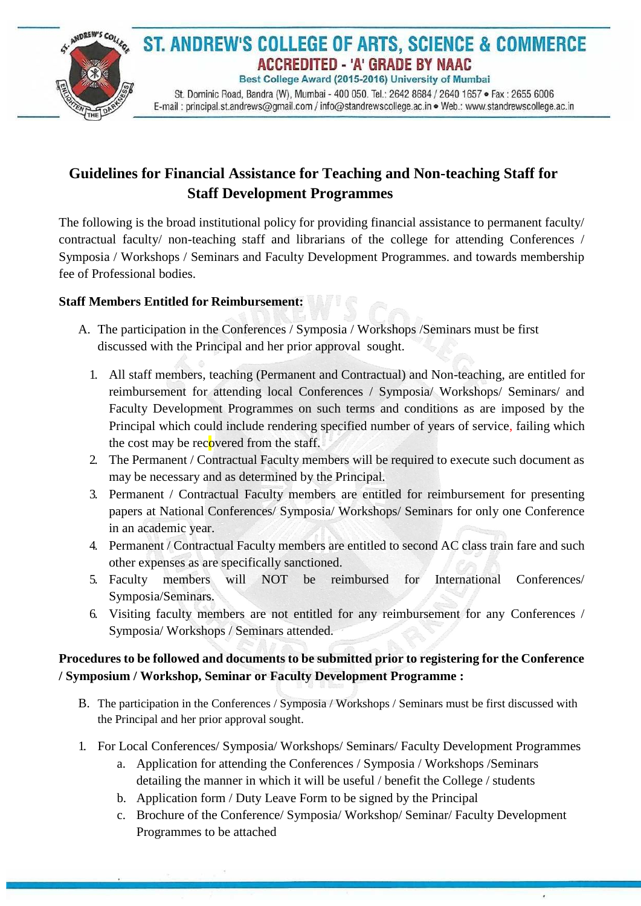# ST. ANDREW'S COLLEGE OF ARTS, SCIENCE & COMMERCE

**ACCREDITED - 'A' GRADE BY NAAC**

**Best College Award (2015-2016) University of Mumbai**

St. Dominic Road, Bandra (W), Mumbai - 400 050. Tel.: 2642 8684 / 2640 1657 • Fax : 2655 6006
E-mail : principal.st.andrews@gmail.com / info@standrewscollege.ac.in • Web.: www.standrewscollege.ac.in

## Guidelines for Financial Assistance for Teaching and Non-teaching Staff for Staff Development Programmes

The following is the broad institutional policy for providing financial assistance to permanent faculty/ contractual faculty/ non-teaching staff and librarians of the college for attending Conferences / Symposia / Workshops / Seminars and Faculty Development Programmes. and towards membership fee of Professional bodies.

**Staff Members Entitled for Reimbursement:**

A. The participation in the Conferences / Symposia / Workshops /Seminars must be first discussed with the Principal and her prior approval sought.

1. All staff members, teaching (Permanent and Contractual) and Non-teaching, are entitled for reimbursement for attending local Conferences / Symposia/ Workshops/ Seminars/ and Faculty Development Programmes on such terms and conditions as are imposed by the Principal which could include rendering specified number of years of service, failing which the cost may be recovered from the staff.
2. The Permanent / Contractual Faculty members will be required to execute such document as may be necessary and as determined by the Principal.
3. Permanent / Contractual Faculty members are entitled for reimbursement for presenting papers at National Conferences/ Symposia/ Workshops/ Seminars for only one Conference in an academic year.
4. Permanent / Contractual Faculty members are entitled to second AC class train fare and such other expenses as are specifically sanctioned.
5. Faculty members will NOT be reimbursed for International Conferences/ Symposia/Seminars.
6. Visiting faculty members are not entitled for any reimbursement for any Conferences / Symposia/ Workshops / Seminars attended.

**Procedures to be followed and documents to be submitted prior to registering for the Conference / Symposium / Workshop, Seminar or Faculty Development Programme :**

B. The participation in the Conferences / Symposia / Workshops / Seminars must be first discussed with the Principal and her prior approval sought.

1. For Local Conferences/ Symposia/ Workshops/ Seminars/ Faculty Development Programmes
   a. Application for attending the Conferences / Symposia / Workshops /Seminars detailing the manner in which it will be useful / benefit the College / students
   b. Application form / Duty Leave Form to be signed by the Principal
   c. Brochure of the Conference/ Symposia/ Workshop/ Seminar/ Faculty Development Programmes to be attached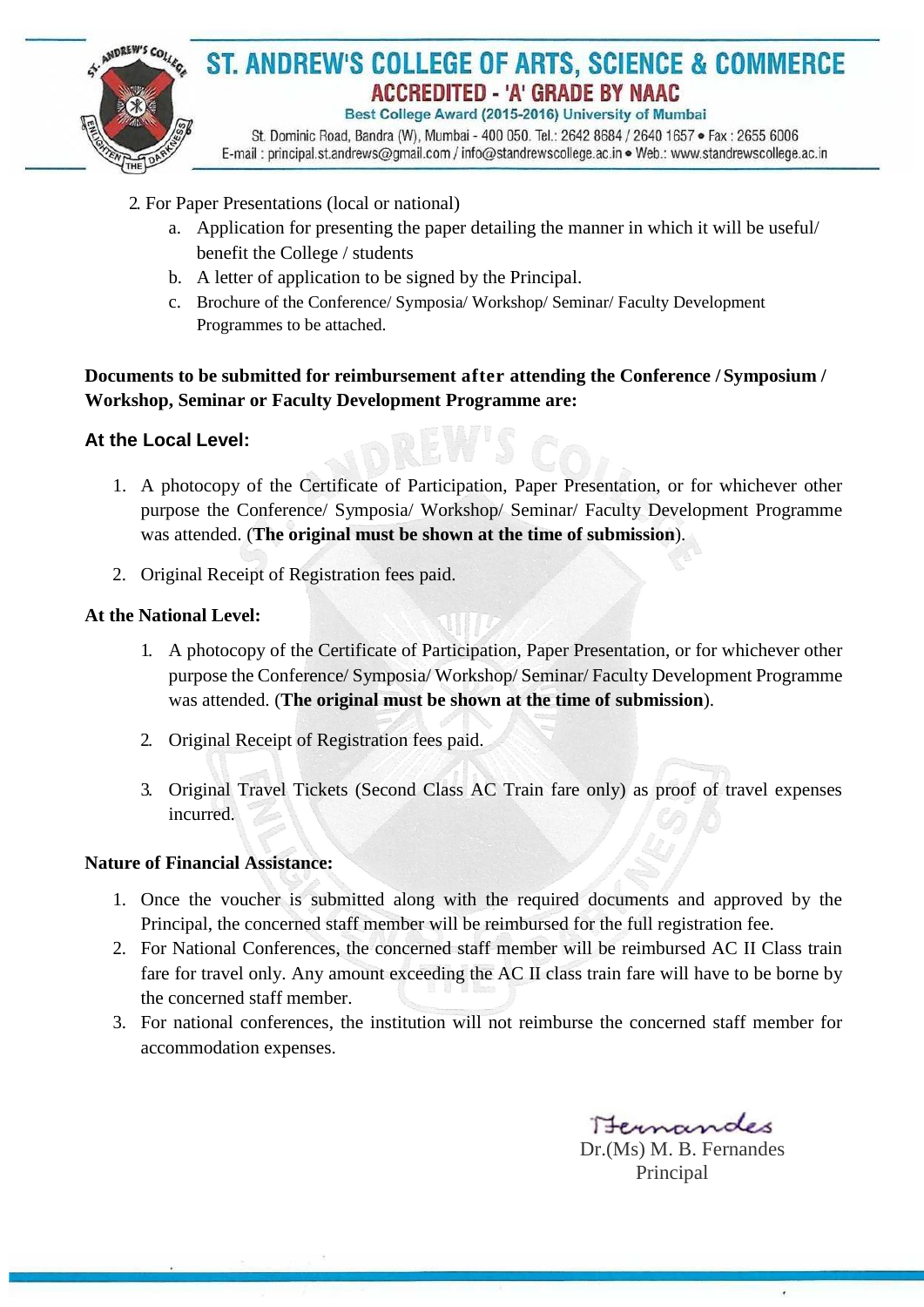2. For Paper Presentations (local or national)
    a. Application for presenting the paper detailing the manner in which it will be useful/ benefit the College / students
    b. A letter of application to be signed by the Principal.
    c. Brochure of the Conference/ Symposia/ Workshop/ Seminar/ Faculty Development Programmes to be attached.

**Documents to be submitted for reimbursement after attending the Conference / Symposium / Workshop, Seminar or Faculty Development Programme are:**

**At the Local Level:**

1. A photocopy of the Certificate of Participation, Paper Presentation, or for whichever other purpose the Conference/ Symposia/ Workshop/ Seminar/ Faculty Development Programme was attended. (**The original must be shown at the time of submission**).
2. Original Receipt of Registration fees paid.

**At the National Level:**

1. A photocopy of the Certificate of Participation, Paper Presentation, or for whichever other purpose the Conference/ Symposia/ Workshop/ Seminar/ Faculty Development Programme was attended. (**The original must be shown at the time of submission**).
2. Original Receipt of Registration fees paid.
3. Original Travel Tickets (Second Class AC Train fare only) as proof of travel expenses incurred.

**Nature of Financial Assistance:**

1. Once the voucher is submitted along with the required documents and approved by the Principal, the concerned staff member will be reimbursed for the full registration fee.
2. For National Conferences, the concerned staff member will be reimbursed AC II Class train fare for travel only. Any amount exceeding the AC II class train fare will have to be borne by the concerned staff member.
3. For national conferences, the institution will not reimburse the concerned staff member for accommodation expenses.

Fernandes
Dr.(Ms) M. B. Fernandes
Principal